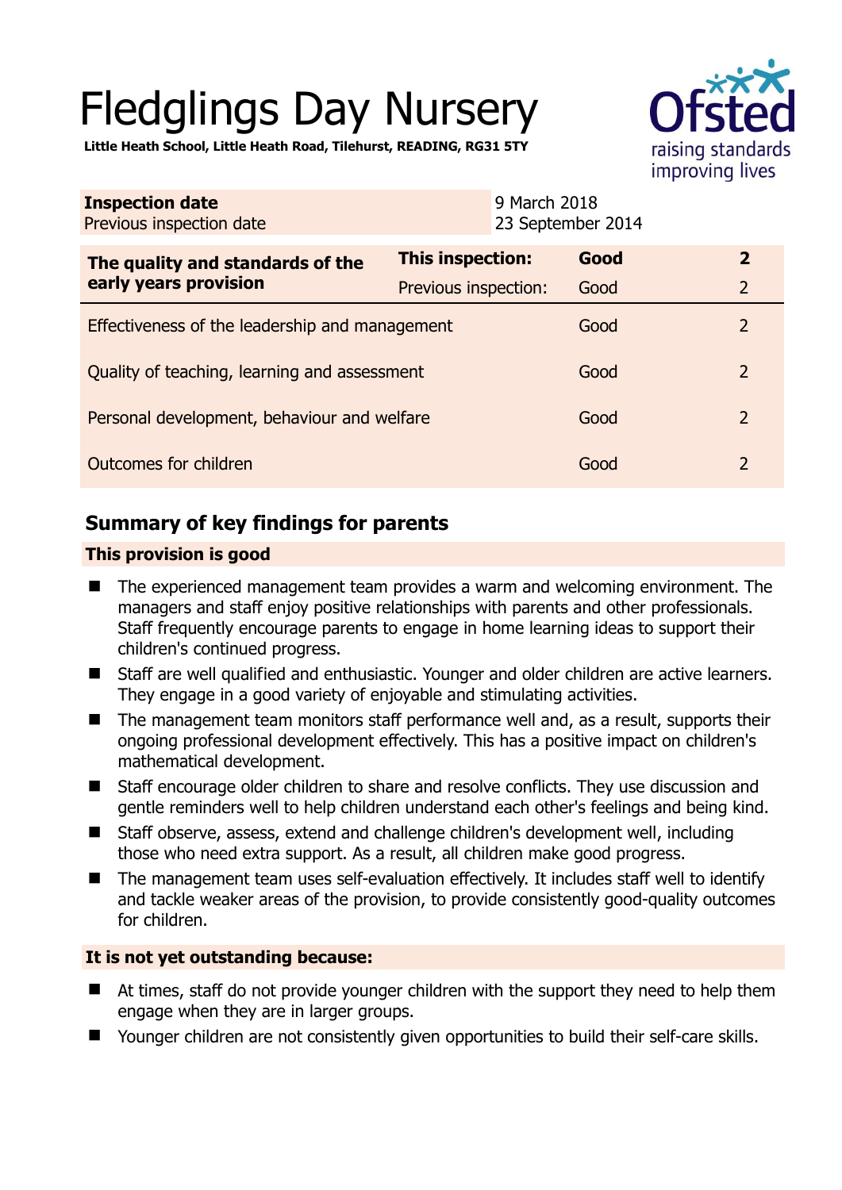# Fledglings Day Nursery

**Little Heath School, Little Heath Road, Tilehurst, READING, RG31 5TY**

| **Inspection date** | 9 March 2018 |
|---|---|
| Previous inspection date | 23 September 2014 |

| **The quality and standards of the early years provision** | **This inspection:** | **Good** | **2** |
|---|---|---|---|
| | Previous inspection: | Good | 2 |
| Effectiveness of the leadership and management | | Good | 2 |
| Quality of teaching, learning and assessment | | Good | 2 |
| Personal development, behaviour and welfare | | Good | 2 |
| Outcomes for children | | Good | 2 |

## Summary of key findings for parents

### This provision is good

- The experienced management team provides a warm and welcoming environment. The managers and staff enjoy positive relationships with parents and other professionals. Staff frequently encourage parents to engage in home learning ideas to support their children's continued progress.
- Staff are well qualified and enthusiastic. Younger and older children are active learners. They engage in a good variety of enjoyable and stimulating activities.
- The management team monitors staff performance well and, as a result, supports their ongoing professional development effectively. This has a positive impact on children's mathematical development.
- Staff encourage older children to share and resolve conflicts. They use discussion and gentle reminders well to help children understand each other's feelings and being kind.
- Staff observe, assess, extend and challenge children's development well, including those who need extra support. As a result, all children make good progress.
- The management team uses self-evaluation effectively. It includes staff well to identify and tackle weaker areas of the provision, to provide consistently good-quality outcomes for children.

### It is not yet outstanding because:

- At times, staff do not provide younger children with the support they need to help them engage when they are in larger groups.
- Younger children are not consistently given opportunities to build their self-care skills.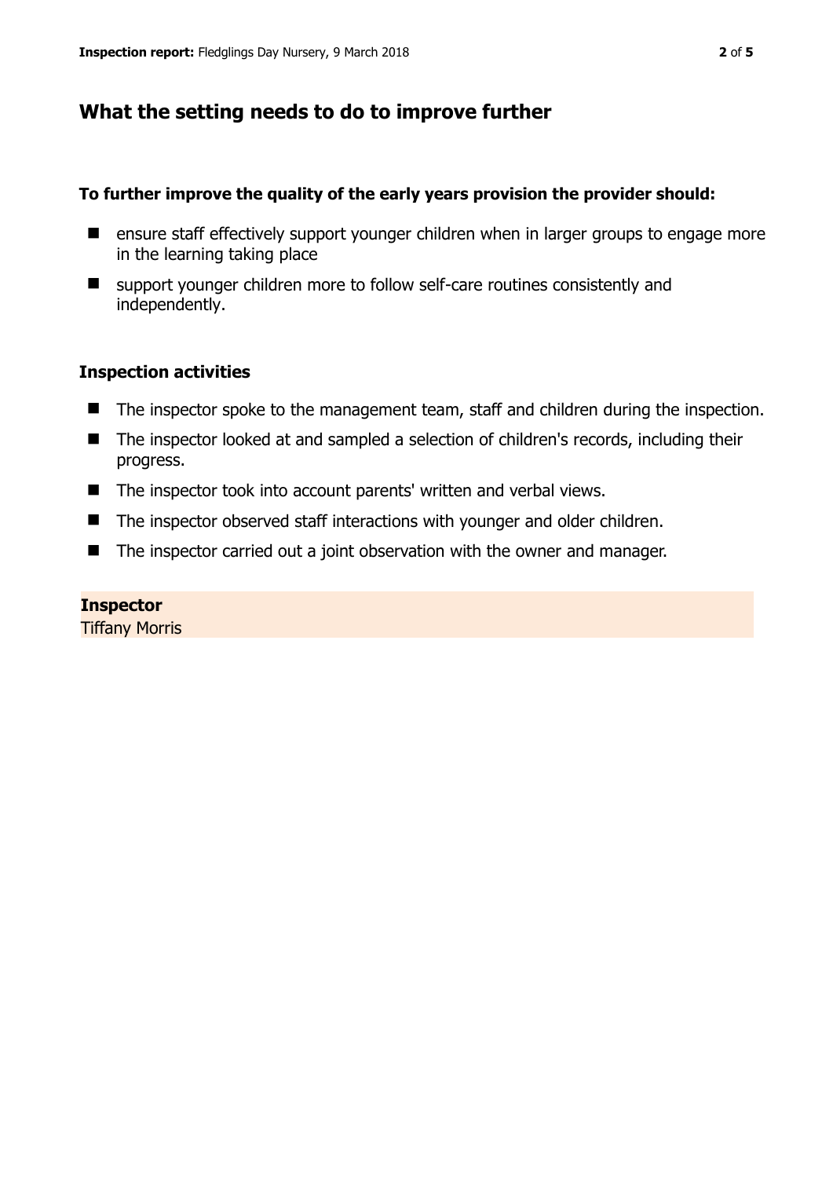## What the setting needs to do to improve further

**To further improve the quality of the early years provision the provider should:**

- ensure staff effectively support younger children when in larger groups to engage more in the learning taking place
- support younger children more to follow self-care routines consistently and independently.

### Inspection activities

- The inspector spoke to the management team, staff and children during the inspection.
- The inspector looked at and sampled a selection of children's records, including their progress.
- The inspector took into account parents' written and verbal views.
- The inspector observed staff interactions with younger and older children.
- The inspector carried out a joint observation with the owner and manager.

**Inspector**
Tiffany Morris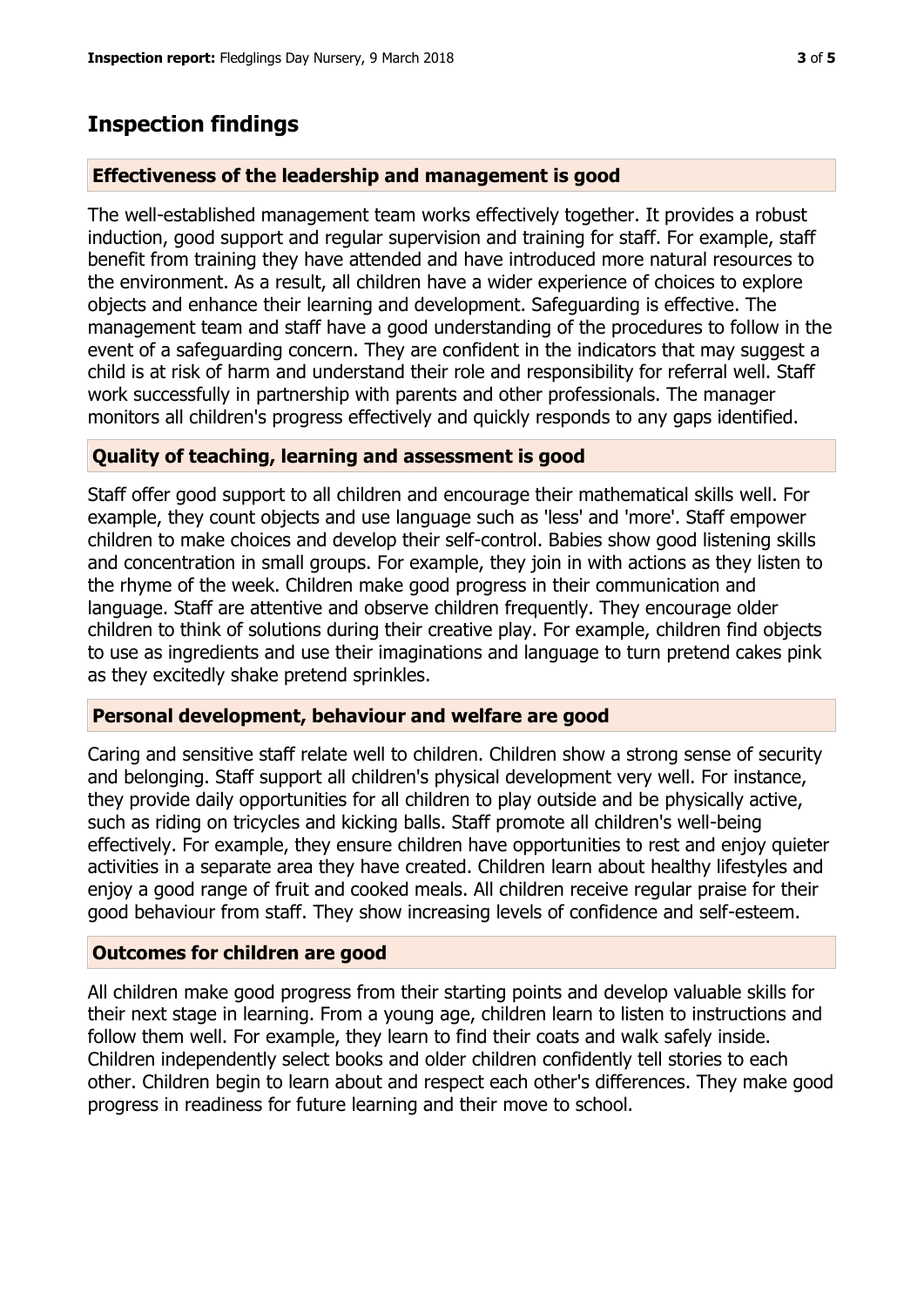# Inspection findings

### Effectiveness of the leadership and management is good

The well-established management team works effectively together. It provides a robust induction, good support and regular supervision and training for staff. For example, staff benefit from training they have attended and have introduced more natural resources to the environment. As a result, all children have a wider experience of choices to explore objects and enhance their learning and development. Safeguarding is effective. The management team and staff have a good understanding of the procedures to follow in the event of a safeguarding concern. They are confident in the indicators that may suggest a child is at risk of harm and understand their role and responsibility for referral well. Staff work successfully in partnership with parents and other professionals. The manager monitors all children's progress effectively and quickly responds to any gaps identified.

### Quality of teaching, learning and assessment is good

Staff offer good support to all children and encourage their mathematical skills well. For example, they count objects and use language such as 'less' and 'more'. Staff empower children to make choices and develop their self-control. Babies show good listening skills and concentration in small groups. For example, they join in with actions as they listen to the rhyme of the week. Children make good progress in their communication and language. Staff are attentive and observe children frequently. They encourage older children to think of solutions during their creative play. For example, children find objects to use as ingredients and use their imaginations and language to turn pretend cakes pink as they excitedly shake pretend sprinkles.

### Personal development, behaviour and welfare are good

Caring and sensitive staff relate well to children. Children show a strong sense of security and belonging. Staff support all children's physical development very well. For instance, they provide daily opportunities for all children to play outside and be physically active, such as riding on tricycles and kicking balls. Staff promote all children's well-being effectively. For example, they ensure children have opportunities to rest and enjoy quieter activities in a separate area they have created. Children learn about healthy lifestyles and enjoy a good range of fruit and cooked meals. All children receive regular praise for their good behaviour from staff. They show increasing levels of confidence and self-esteem.

### Outcomes for children are good

All children make good progress from their starting points and develop valuable skills for their next stage in learning. From a young age, children learn to listen to instructions and follow them well. For example, they learn to find their coats and walk safely inside. Children independently select books and older children confidently tell stories to each other. Children begin to learn about and respect each other's differences. They make good progress in readiness for future learning and their move to school.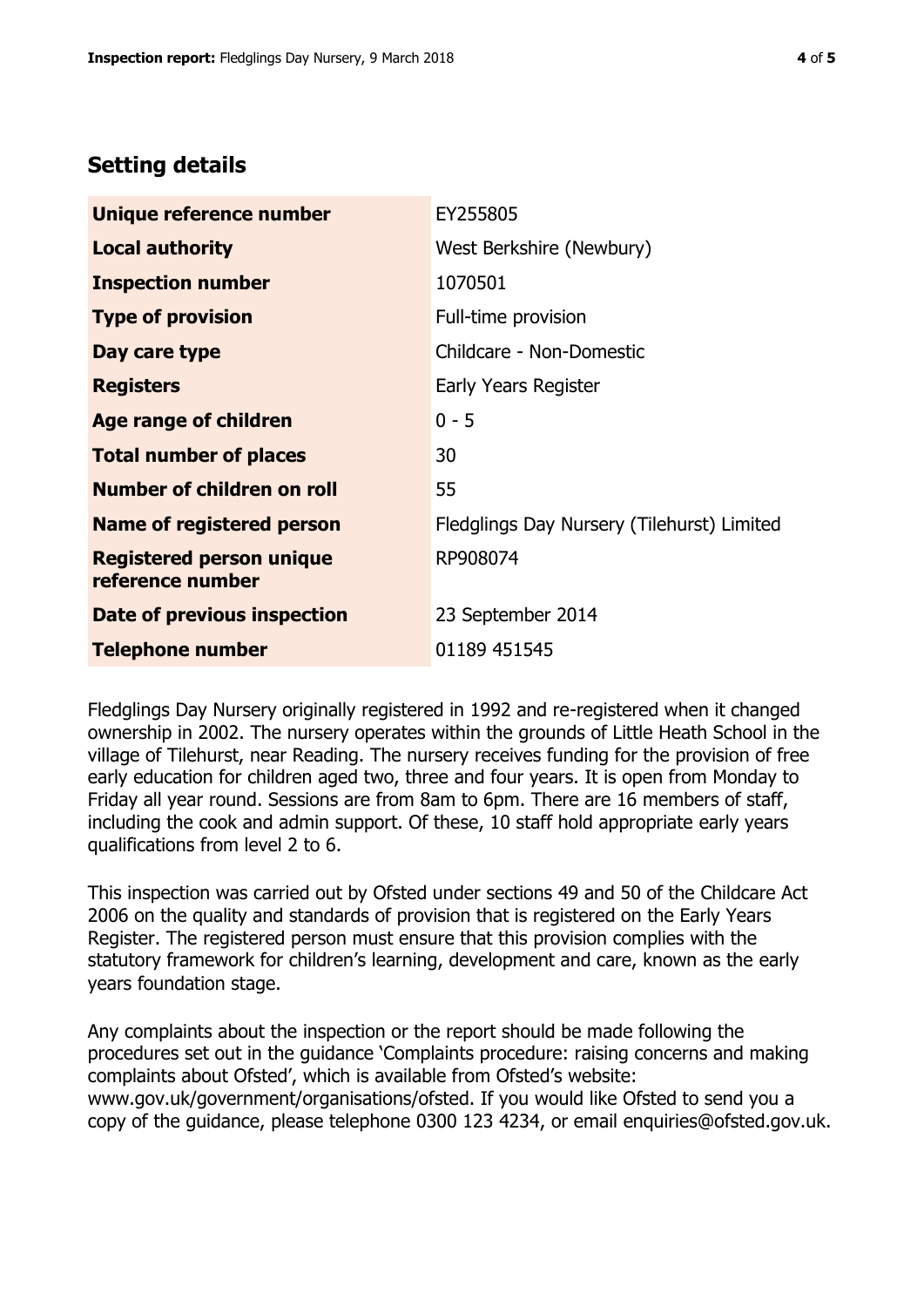## Setting details

| | |
|---|---|
| **Unique reference number** | EY255805 |
| **Local authority** | West Berkshire (Newbury) |
| **Inspection number** | 1070501 |
| **Type of provision** | Full-time provision |
| **Day care type** | Childcare - Non-Domestic |
| **Registers** | Early Years Register |
| **Age range of children** | 0 - 5 |
| **Total number of places** | 30 |
| **Number of children on roll** | 55 |
| **Name of registered person** | Fledglings Day Nursery (Tilehurst) Limited |
| **Registered person unique reference number** | RP908074 |
| **Date of previous inspection** | 23 September 2014 |
| **Telephone number** | 01189 451545 |

Fledglings Day Nursery originally registered in 1992 and re-registered when it changed ownership in 2002. The nursery operates within the grounds of Little Heath School in the village of Tilehurst, near Reading. The nursery receives funding for the provision of free early education for children aged two, three and four years. It is open from Monday to Friday all year round. Sessions are from 8am to 6pm. There are 16 members of staff, including the cook and admin support. Of these, 10 staff hold appropriate early years qualifications from level 2 to 6.

This inspection was carried out by Ofsted under sections 49 and 50 of the Childcare Act 2006 on the quality and standards of provision that is registered on the Early Years Register. The registered person must ensure that this provision complies with the statutory framework for children's learning, development and care, known as the early years foundation stage.

Any complaints about the inspection or the report should be made following the procedures set out in the guidance 'Complaints procedure: raising concerns and making complaints about Ofsted', which is available from Ofsted's website: www.gov.uk/government/organisations/ofsted. If you would like Ofsted to send you a copy of the guidance, please telephone 0300 123 4234, or email enquiries@ofsted.gov.uk.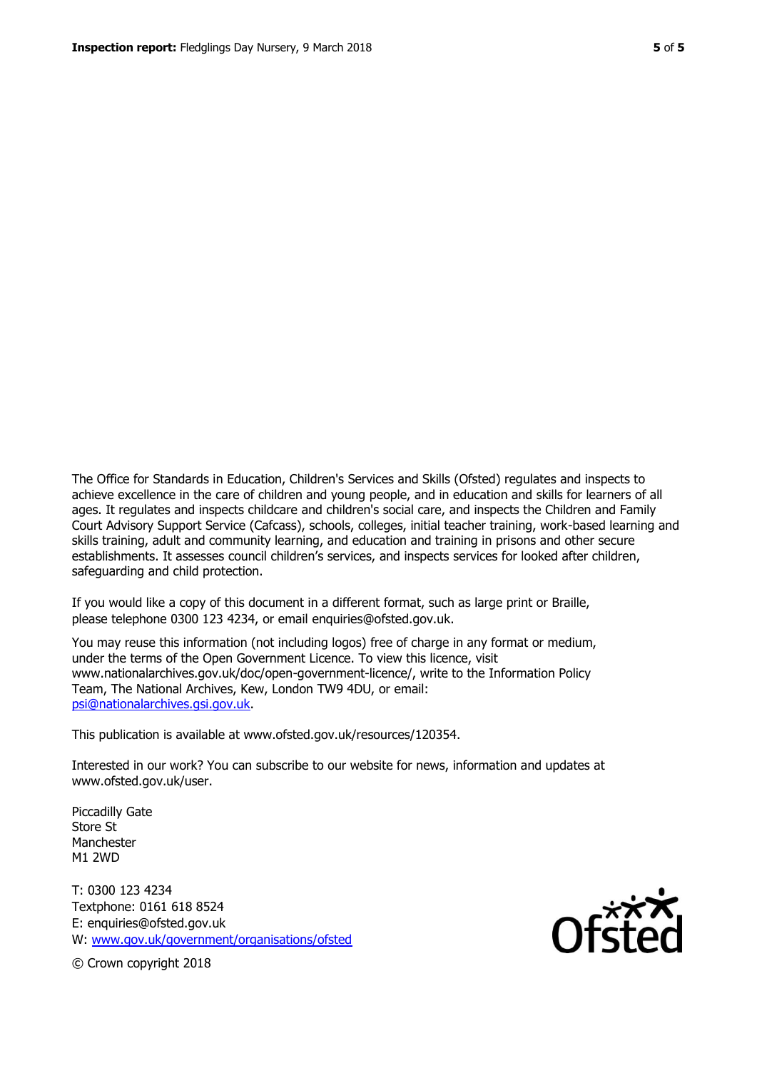The Office for Standards in Education, Children's Services and Skills (Ofsted) regulates and inspects to achieve excellence in the care of children and young people, and in education and skills for learners of all ages. It regulates and inspects childcare and children's social care, and inspects the Children and Family Court Advisory Support Service (Cafcass), schools, colleges, initial teacher training, work-based learning and skills training, adult and community learning, and education and training in prisons and other secure establishments. It assesses council children's services, and inspects services for looked after children, safeguarding and child protection.

If you would like a copy of this document in a different format, such as large print or Braille, please telephone 0300 123 4234, or email enquiries@ofsted.gov.uk.

You may reuse this information (not including logos) free of charge in any format or medium, under the terms of the Open Government Licence. To view this licence, visit www.nationalarchives.gov.uk/doc/open-government-licence/, write to the Information Policy Team, The National Archives, Kew, London TW9 4DU, or email: psi@nationalarchives.gsi.gov.uk.

This publication is available at www.ofsted.gov.uk/resources/120354.

Interested in our work? You can subscribe to our website for news, information and updates at www.ofsted.gov.uk/user.

Piccadilly Gate
Store St
Manchester
M1 2WD

T: 0300 123 4234
Textphone: 0161 618 8524
E: enquiries@ofsted.gov.uk
W: www.gov.uk/government/organisations/ofsted

© Crown copyright 2018